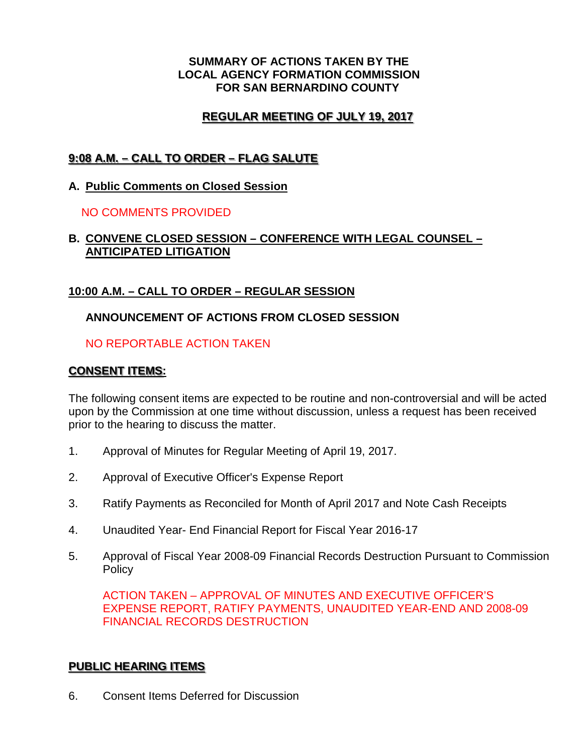**SUMMARY OF ACTIONS TAKEN BY THE**
**LOCAL AGENCY FORMATION COMMISSION**
**FOR SAN BERNARDINO COUNTY**

## REGULAR MEETING OF JULY 19, 2017

### 9:08 A.M. – CALL TO ORDER – FLAG SALUTE

**A. Public Comments on Closed Session**

NO COMMENTS PROVIDED

**B. CONVENE CLOSED SESSION – CONFERENCE WITH LEGAL COUNSEL – ANTICIPATED LITIGATION**

### 10:00 A.M. – CALL TO ORDER – REGULAR SESSION

**ANNOUNCEMENT OF ACTIONS FROM CLOSED SESSION**

NO REPORTABLE ACTION TAKEN

### CONSENT ITEMS:

The following consent items are expected to be routine and non-controversial and will be acted upon by the Commission at one time without discussion, unless a request has been received prior to the hearing to discuss the matter.

1. Approval of Minutes for Regular Meeting of April 19, 2017.

2. Approval of Executive Officer's Expense Report

3. Ratify Payments as Reconciled for Month of April 2017 and Note Cash Receipts

4. Unaudited Year- End Financial Report for Fiscal Year 2016-17

5. Approval of Fiscal Year 2008-09 Financial Records Destruction Pursuant to Commission Policy

   ACTION TAKEN – APPROVAL OF MINUTES AND EXECUTIVE OFFICER'S EXPENSE REPORT, RATIFY PAYMENTS, UNAUDITED YEAR-END AND 2008-09 FINANCIAL RECORDS DESTRUCTION

### PUBLIC HEARING ITEMS

6. Consent Items Deferred for Discussion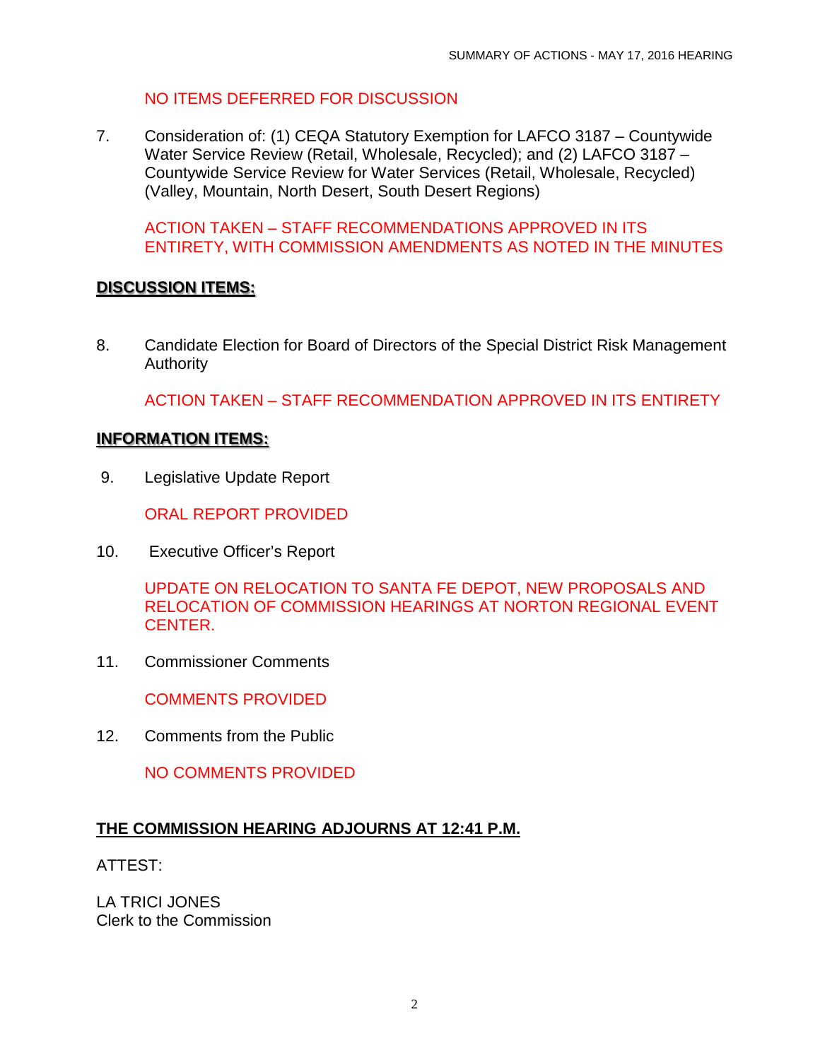NO ITEMS DEFERRED FOR DISCUSSION

7. Consideration of: (1) CEQA Statutory Exemption for LAFCO 3187 – Countywide Water Service Review (Retail, Wholesale, Recycled); and (2) LAFCO 3187 – Countywide Service Review for Water Services (Retail, Wholesale, Recycled) (Valley, Mountain, North Desert, South Desert Regions)

   ACTION TAKEN – STAFF RECOMMENDATIONS APPROVED IN ITS ENTIRETY, WITH COMMISSION AMENDMENTS AS NOTED IN THE MINUTES

## DISCUSSION ITEMS:

8. Candidate Election for Board of Directors of the Special District Risk Management Authority

   ACTION TAKEN – STAFF RECOMMENDATION APPROVED IN ITS ENTIRETY

## INFORMATION ITEMS:

9. Legislative Update Report

   ORAL REPORT PROVIDED

10. Executive Officer's Report

    UPDATE ON RELOCATION TO SANTA FE DEPOT, NEW PROPOSALS AND RELOCATION OF COMMISSION HEARINGS AT NORTON REGIONAL EVENT CENTER.

11. Commissioner Comments

    COMMENTS PROVIDED

12. Comments from the Public

    NO COMMENTS PROVIDED

**THE COMMISSION HEARING ADJOURNS AT 12:41 P.M.**

ATTEST:

LA TRICI JONES
Clerk to the Commission